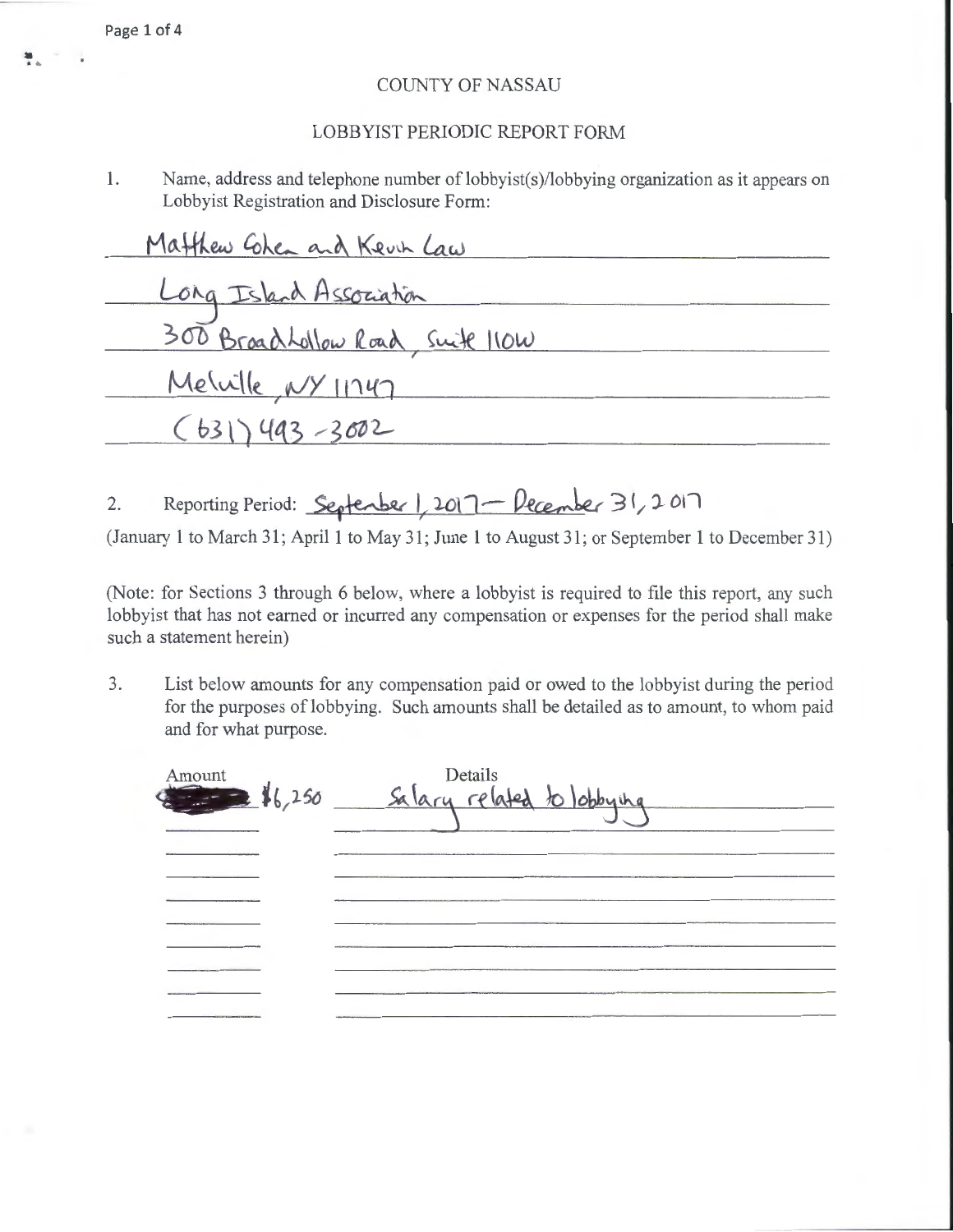COUNTY OF NASSAU

LOBBYIST PERIODIC REPORT FORM

1. Name, address and telephone number of lobbyist(s)/lobbying organization as it appears on Lobbyist Registration and Disclosure Form:

Matthew Cohen and Kevin Law
Long Island Association
300 Broadhollow Road, Suite 110W
Melville, NY 11747
(631) 493-3002

2. Reporting Period: September 1, 2017 – December 31, 2017

(January 1 to March 31; April 1 to May 31; June 1 to August 31; or September 1 to December 31)

(Note: for Sections 3 through 6 below, where a lobbyist is required to file this report, any such lobbyist that has not earned or incurred any compensation or expenses for the period shall make such a statement herein)

3. List below amounts for any compensation paid or owed to the lobbyist during the period for the purposes of lobbying. Such amounts shall be detailed as to amount, to whom paid and for what purpose.

| Amount | Details |
| --- | --- |
| $6,250 | Salary related to lobbying |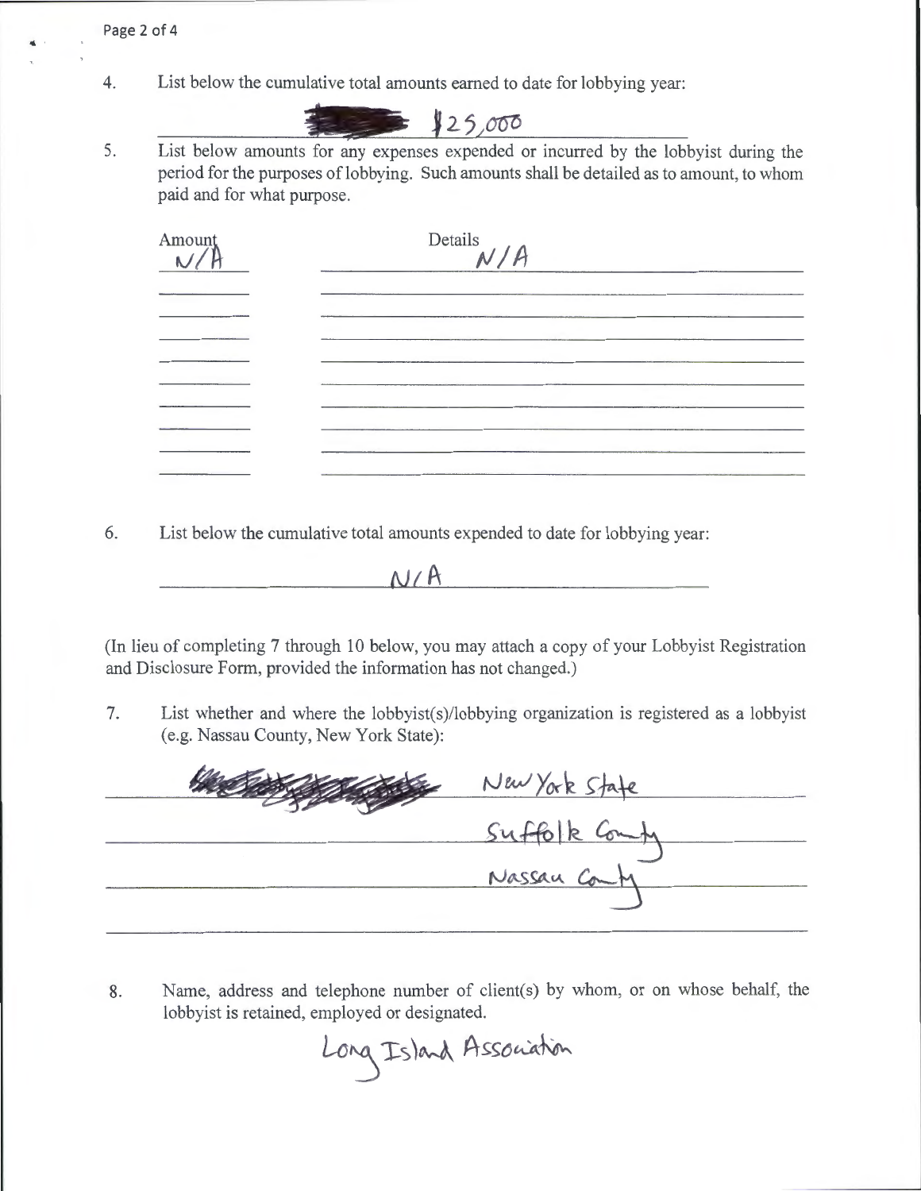4. List below the cumulative total amounts earned to date for lobbying year:

$25,000

5. List below amounts for any expenses expended or incurred by the lobbyist during the period for the purposes of lobbying. Such amounts shall be detailed as to amount, to whom paid and for what purpose.

| Amount | Details |
|---|---|
| N/A | N/A |
| | |
| | |
| | |
| | |
| | |
| | |
| | |
| | |
| | |

6. List below the cumulative total amounts expended to date for lobbying year:

N/A

(In lieu of completing 7 through 10 below, you may attach a copy of your Lobbyist Registration and Disclosure Form, provided the information has not changed.)

7. List whether and where the lobbyist(s)/lobbying organization is registered as a lobbyist (e.g. Nassau County, New York State):

New York State
Suffolk County
Nassau County

8. Name, address and telephone number of client(s) by whom, or on whose behalf, the lobbyist is retained, employed or designated.

Long Island Association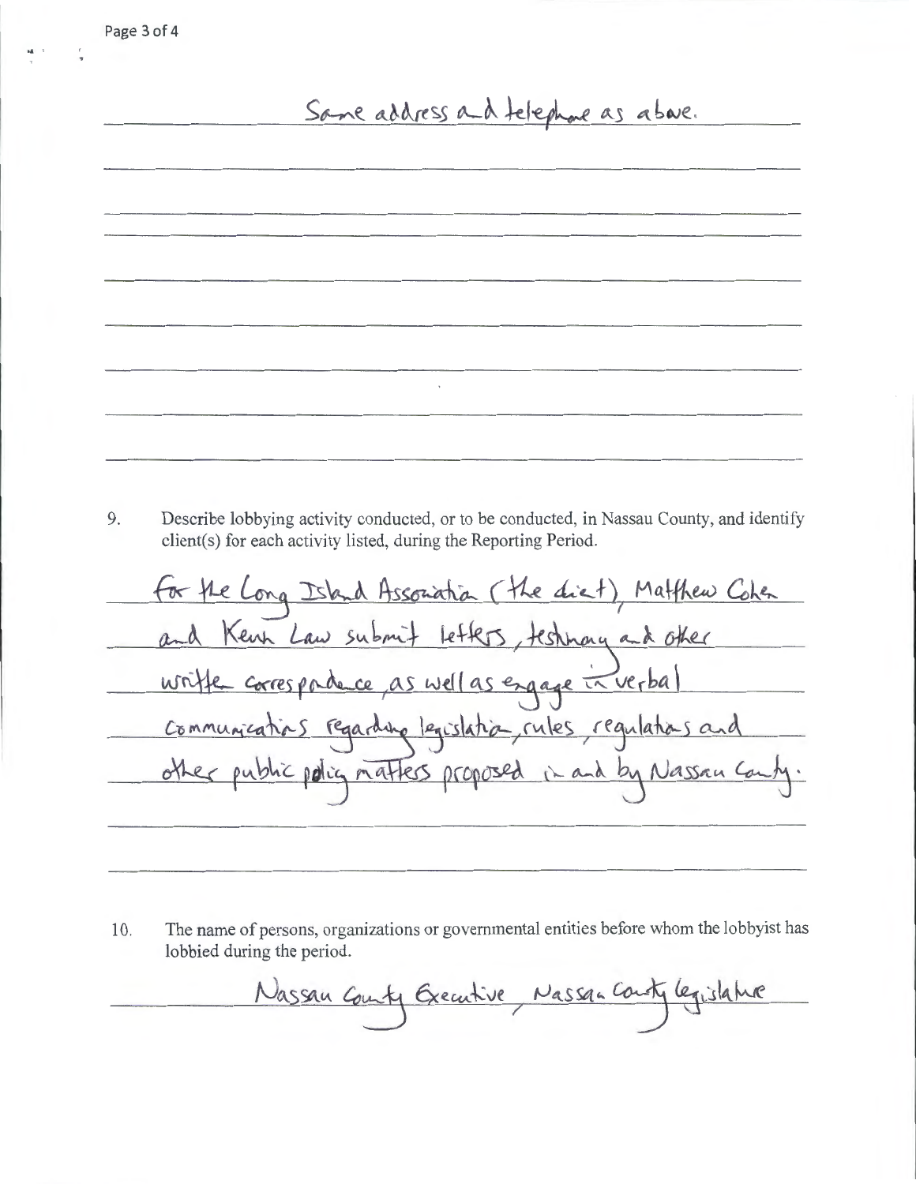Same address and telephone as above.

9. Describe lobbying activity conducted, or to be conducted, in Nassau County, and identify client(s) for each activity listed, during the Reporting Period.

For the Long Island Association (the client), Matthew Cohen and Kevin Law submit letters, testimony and other written correspondence, as well as engage in verbal communications regarding legislation, rules, regulations and other public policy matters proposed in and by Nassau County.

10. The name of persons, organizations or governmental entities before whom the lobbyist has lobbied during the period.

Nassau County Executive, Nassau County Legislature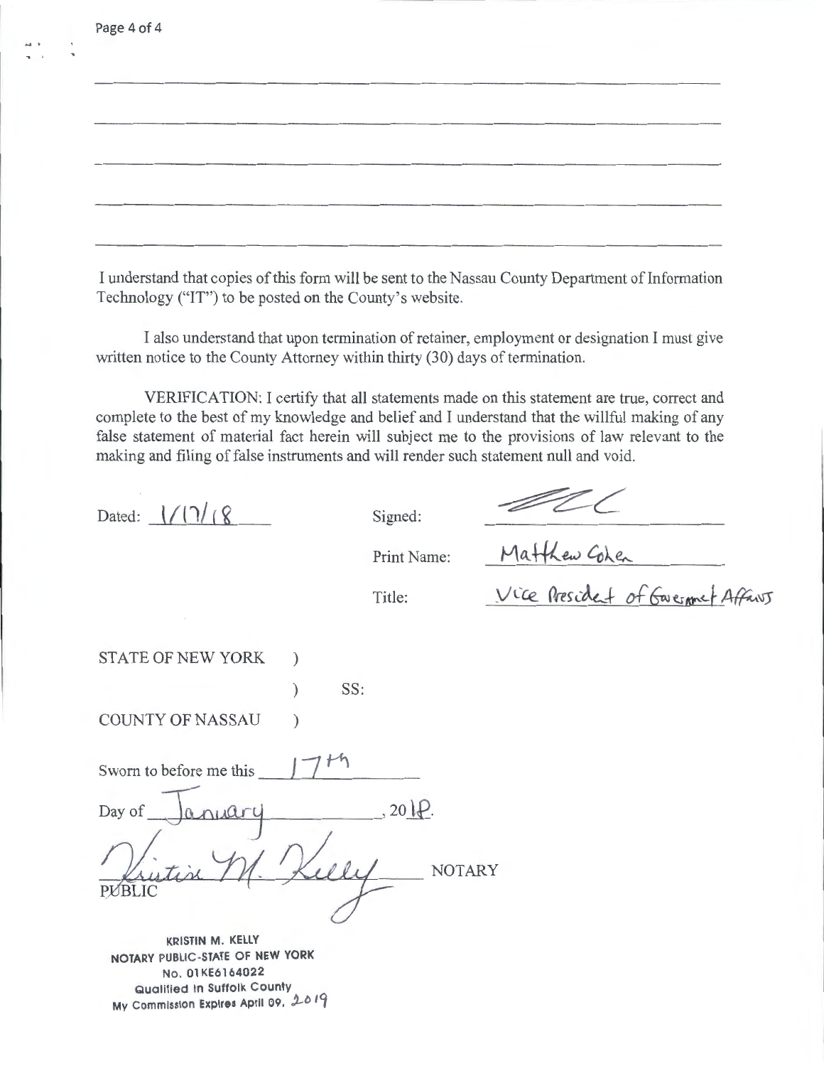I understand that copies of this form will be sent to the Nassau County Department of Information Technology ("IT") to be posted on the County's website.

I also understand that upon termination of retainer, employment or designation I must give written notice to the County Attorney within thirty (30) days of termination.

VERIFICATION: I certify that all statements made on this statement are true, correct and complete to the best of my knowledge and belief and I understand that the willful making of any false statement of material fact herein will subject me to the provisions of law relevant to the making and filing of false instruments and will render such statement null and void.

Dated: 1/17/18

Signed: [signature]

Print Name: Matthew Cohen

Title: Vice President of Government Affairs

STATE OF NEW YORK )
) SS:
COUNTY OF NASSAU )

Sworn to before me this 17th

Day of January, 2018.

[signature] NOTARY PUBLIC

KRISTIN M. KELLY
NOTARY PUBLIC-STATE OF NEW YORK
No. 01KE6164022
Qualified in Suffolk County
My Commission Expires April 09, 2019